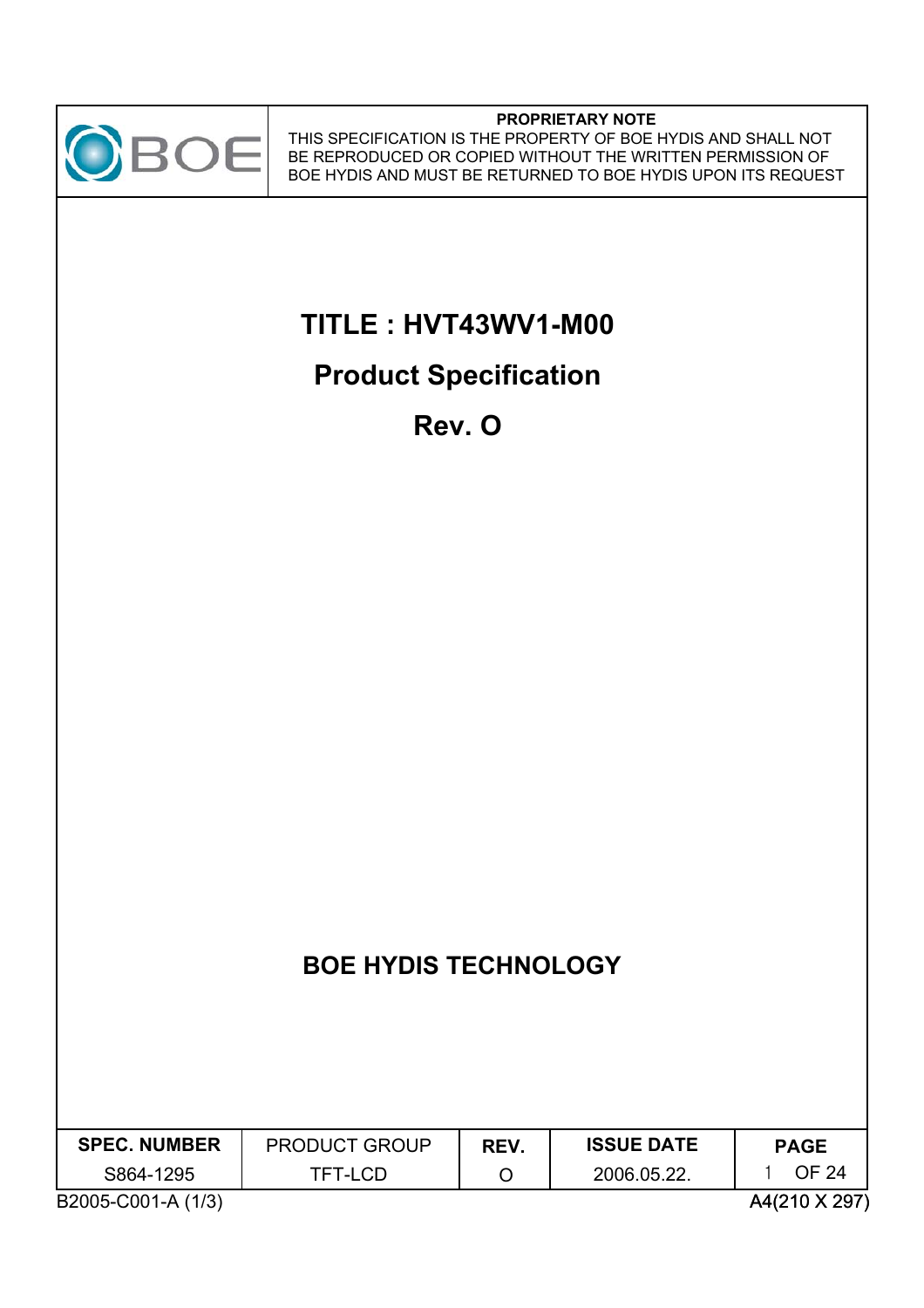**PROPRIETARY NOTE**

THIS SPECIFICATION IS THE PROPERTY OF BOE HYDIS AND SHALL NOT BE REPRODUCED OR COPIED WITHOUT THE WRITTEN PERMISSION OF BOE HYDIS AND MUST BE RETURNED TO BOE HYDIS UPON ITS REQUEST

# TITLE : HVT43WV1-M00

# Product Specification

# Rev. O

## BOE HYDIS TECHNOLOGY

| SPEC. NUMBER | PRODUCT GROUP | REV. | ISSUE DATE | PAGE |
|---|---|---|---|---|
| S864-1295 | TFT-LCD | O | 2006.05.22. | 1 OF 24 |

B2005-C001-A (1/3)

A4(210 X 297)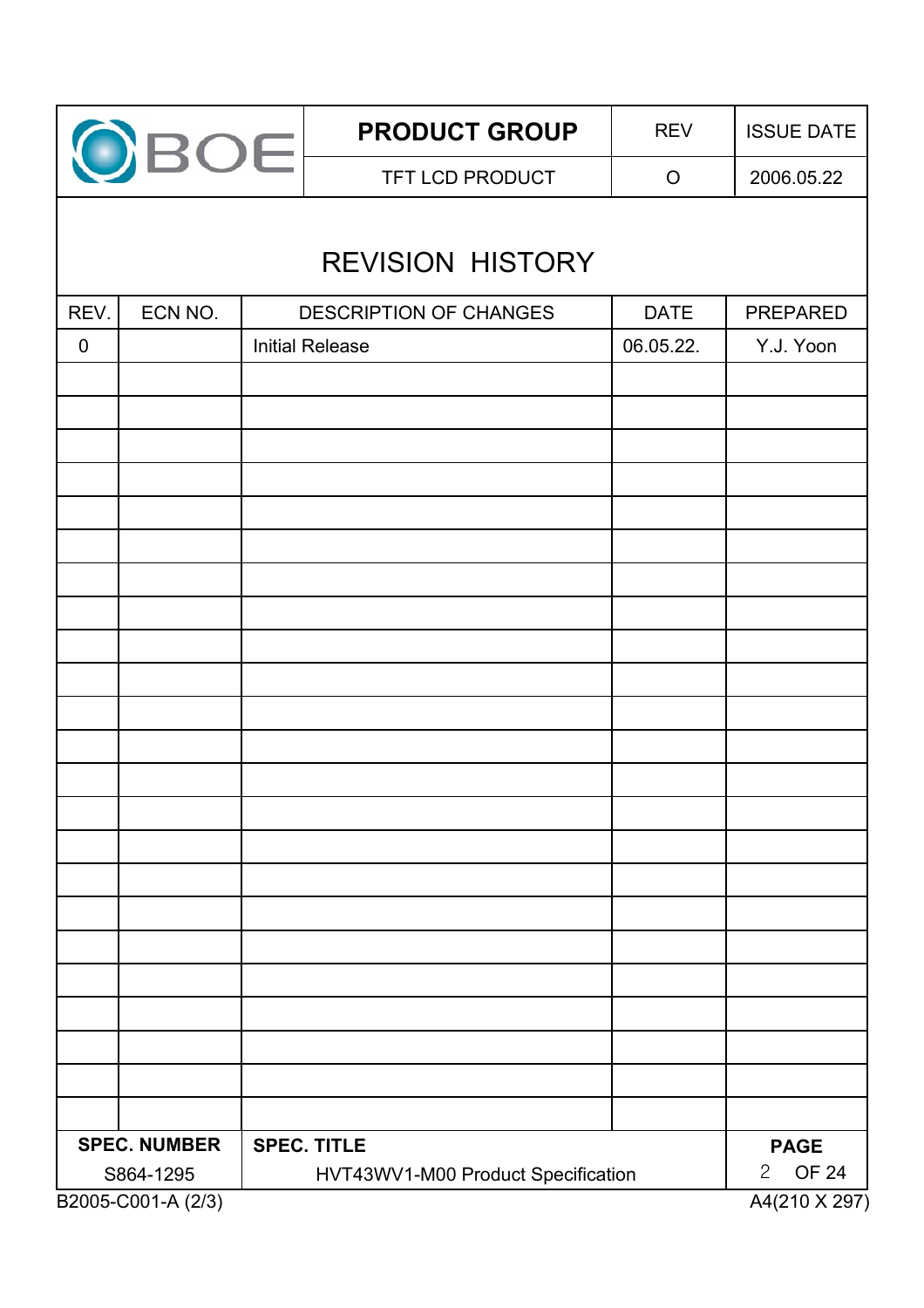# REVISION HISTORY

| REV. | ECN NO. | DESCRIPTION OF CHANGES | DATE | PREPARED |
|---|---|---|---|---|
| 0 | | Initial Release | 06.05.22. | Y.J. Yoon |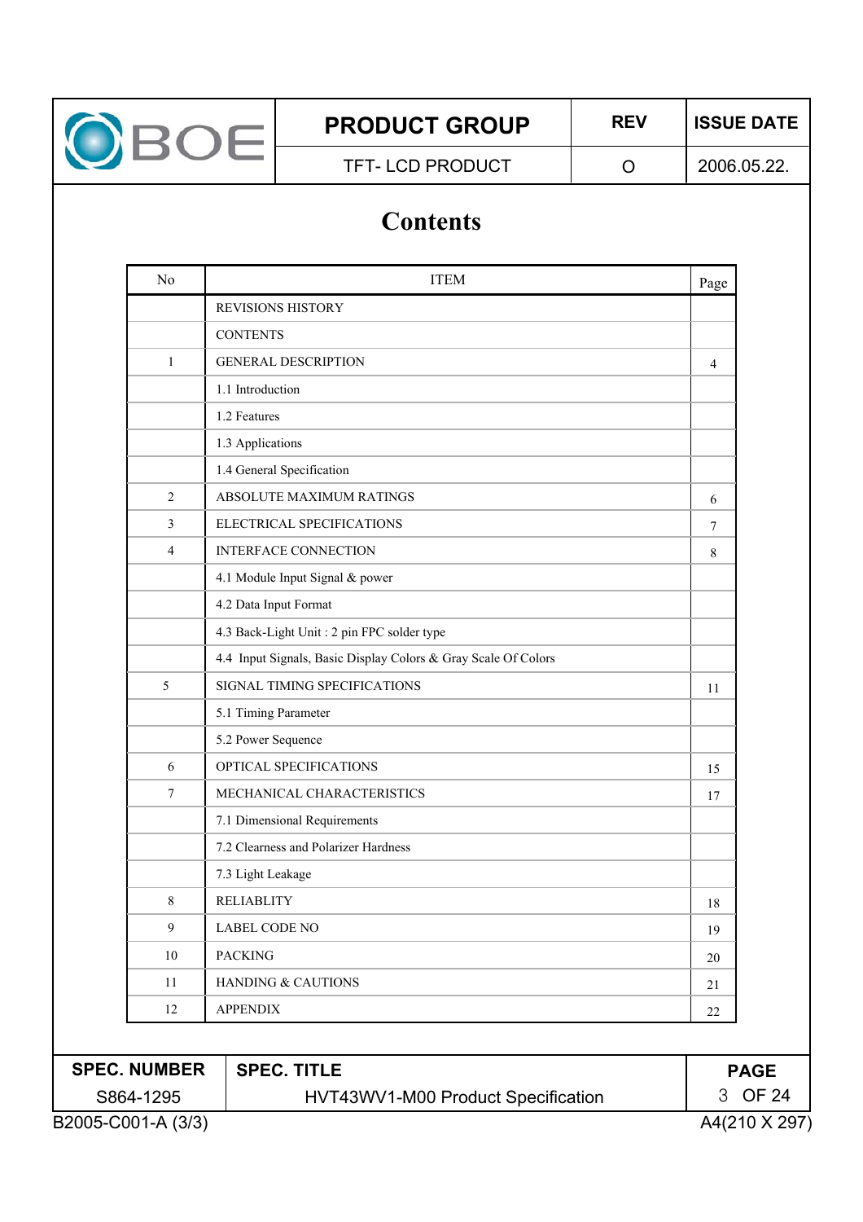# Contents

| No | ITEM | Page |
|---|---|---|
| | REVISIONS HISTORY | |
| | CONTENTS | |
| 1 | GENERAL DESCRIPTION | 4 |
| | 1.1 Introduction | |
| | 1.2 Features | |
| | 1.3 Applications | |
| | 1.4 General Specification | |
| 2 | ABSOLUTE MAXIMUM RATINGS | 6 |
| 3 | ELECTRICAL SPECIFICATIONS | 7 |
| 4 | INTERFACE CONNECTION | 8 |
| | 4.1 Module Input Signal & power | |
| | 4.2 Data Input Format | |
| | 4.3 Back-Light Unit : 2 pin FPC solder type | |
| | 4.4 Input Signals, Basic Display Colors & Gray Scale Of Colors | |
| 5 | SIGNAL TIMING SPECIFICATIONS | 11 |
| | 5.1 Timing Parameter | |
| | 5.2 Power Sequence | |
| 6 | OPTICAL SPECIFICATIONS | 15 |
| 7 | MECHANICAL CHARACTERISTICS | 17 |
| | 7.1 Dimensional Requirements | |
| | 7.2 Clearness and Polarizer Hardness | |
| | 7.3 Light Leakage | |
| 8 | RELIABLITY | 18 |
| 9 | LABEL CODE NO | 19 |
| 10 | PACKING | 20 |
| 11 | HANDING & CAUTIONS | 21 |
| 12 | APPENDIX | 22 |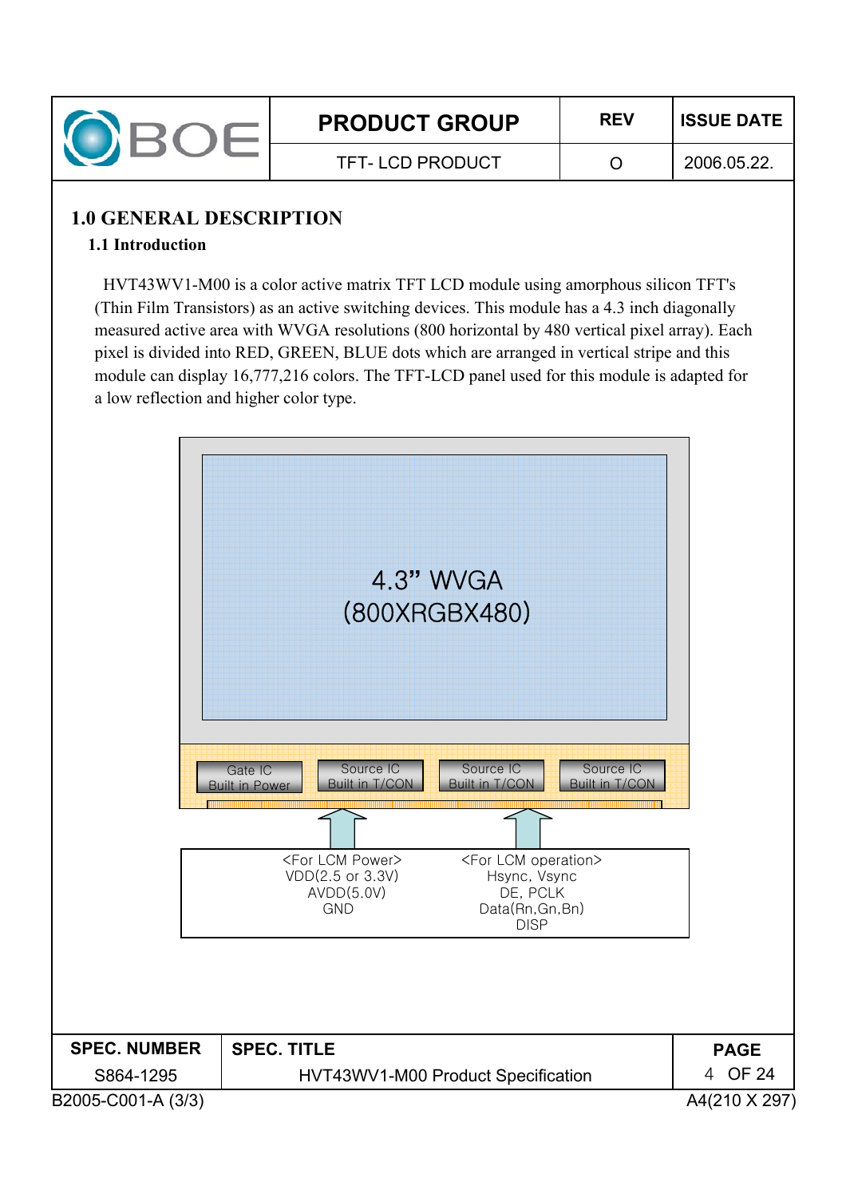# 1.0 GENERAL DESCRIPTION

## 1.1 Introduction

HVT43WV1-M00 is a color active matrix TFT LCD module using amorphous silicon TFT's (Thin Film Transistors) as an active switching devices. This module has a 4.3 inch diagonally measured active area with WVGA resolutions (800 horizontal by 480 vertical pixel array). Each pixel is divided into RED, GREEN, BLUE dots which are arranged in vertical stripe and this module can display 16,777,216 colors. The TFT-LCD panel used for this module is adapted for a low reflection and higher color type.

4.3" WVGA
(800XRGBX480)

Gate IC Built in Power | Source IC Built in T/CON | Source IC Built in T/CON | Source IC Built in T/CON

<For LCM Power>
VDD(2.5 or 3.3V)
AVDD(5.0V)
GND

<For LCM operation>
Hsync, Vsync
DE, PCLK
Data(Rn,Gn,Bn)
DISP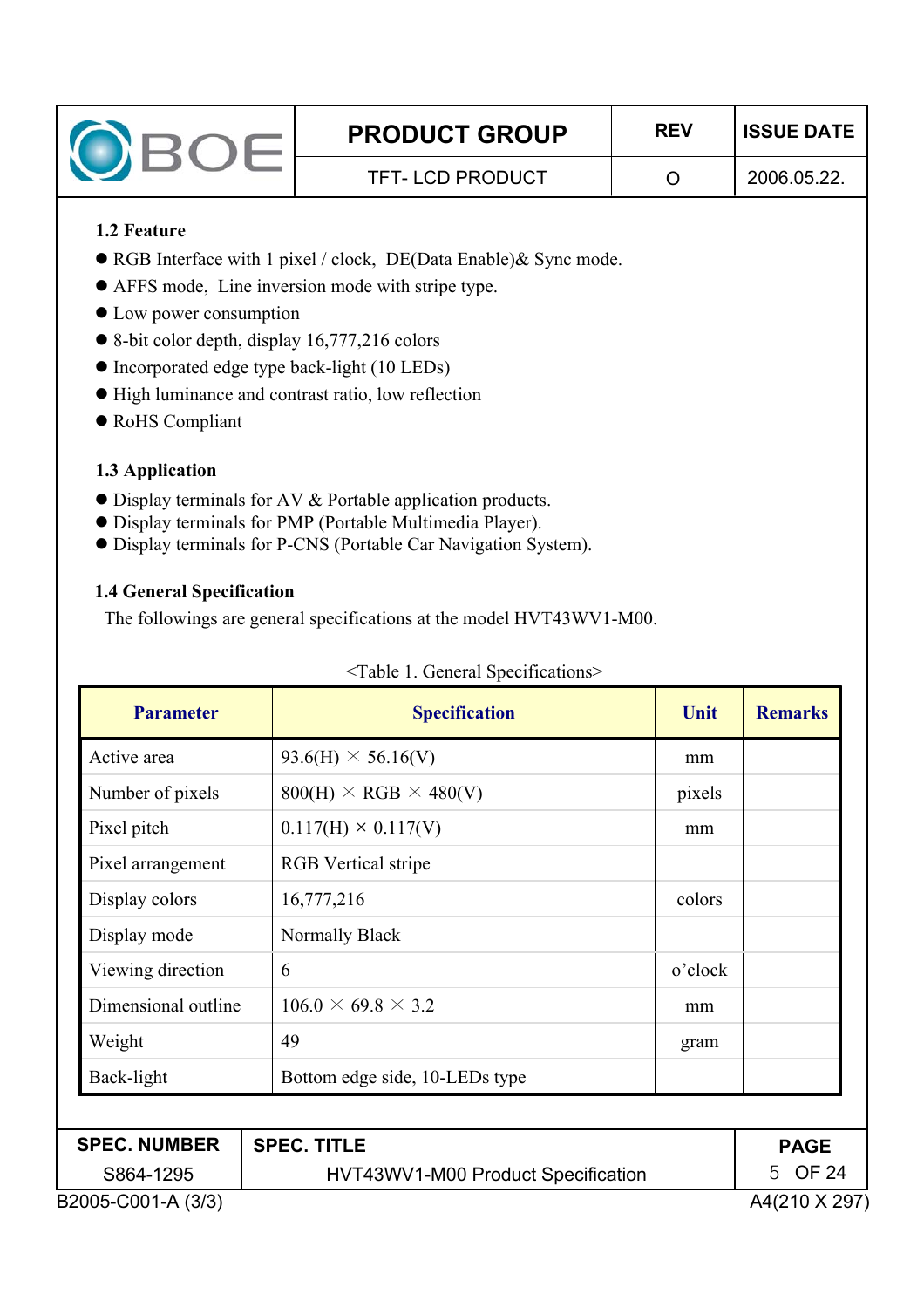### 1.2 Feature

- RGB Interface with 1 pixel / clock, DE(Data Enable)& Sync mode.
- AFFS mode, Line inversion mode with stripe type.
- Low power consumption
- 8-bit color depth, display 16,777,216 colors
- Incorporated edge type back-light (10 LEDs)
- High luminance and contrast ratio, low reflection
- RoHS Compliant

### 1.3 Application

- Display terminals for AV & Portable application products.
- Display terminals for PMP (Portable Multimedia Player).
- Display terminals for P-CNS (Portable Car Navigation System).

### 1.4 General Specification

The followings are general specifications at the model HVT43WV1-M00.

<Table 1. General Specifications>

| Parameter | Specification | Unit | Remarks |
|---|---|---|---|
| Active area | 93.6(H) × 56.16(V) | mm | |
| Number of pixels | 800(H) × RGB × 480(V) | pixels | |
| Pixel pitch | 0.117(H) × 0.117(V) | mm | |
| Pixel arrangement | RGB Vertical stripe | | |
| Display colors | 16,777,216 | colors | |
| Display mode | Normally Black | | |
| Viewing direction | 6 | o'clock | |
| Dimensional outline | 106.0 × 69.8 × 3.2 | mm | |
| Weight | 49 | gram | |
| Back-light | Bottom edge side, 10-LEDs type | | |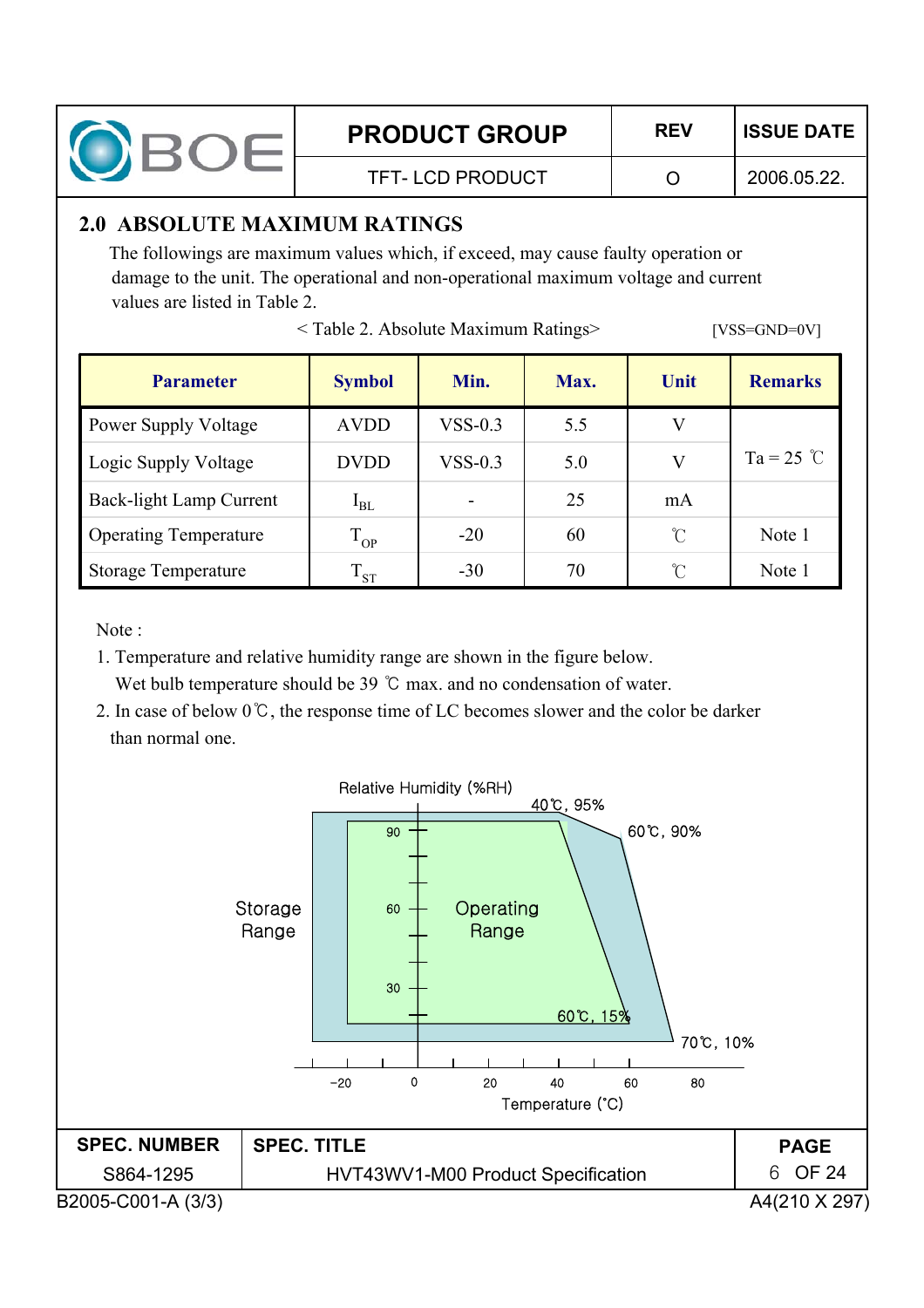## 2.0 ABSOLUTE MAXIMUM RATINGS

The followings are maximum values which, if exceed, may cause faulty operation or damage to the unit. The operational and non-operational maximum voltage and current values are listed in Table 2.

< Table 2. Absolute Maximum Ratings> [VSS=GND=0V]

| Parameter | Symbol | Min. | Max. | Unit | Remarks |
|---|---|---|---|---|---|
| Power Supply Voltage | AVDD | VSS-0.3 | 5.5 | V | Ta = 25 ℃ |
| Logic Supply Voltage | DVDD | VSS-0.3 | 5.0 | V | |
| Back-light Lamp Current | $I_{BL}$ | - | 25 | mA | |
| Operating Temperature | $T_{OP}$ | -20 | 60 | ℃ | Note 1 |
| Storage Temperature | $T_{ST}$ | -30 | 70 | ℃ | Note 1 |

Note :

1. Temperature and relative humidity range are shown in the figure below.
   Wet bulb temperature should be 39 ℃ max. and no condensation of water.
2. In case of below 0℃, the response time of LC becomes slower and the color be darker than normal one.

Relative Humidity (%RH)

40℃, 95%

60℃, 90%

Storage Range

Operating Range

60℃, 15%

70℃, 10%

Temperature (℃)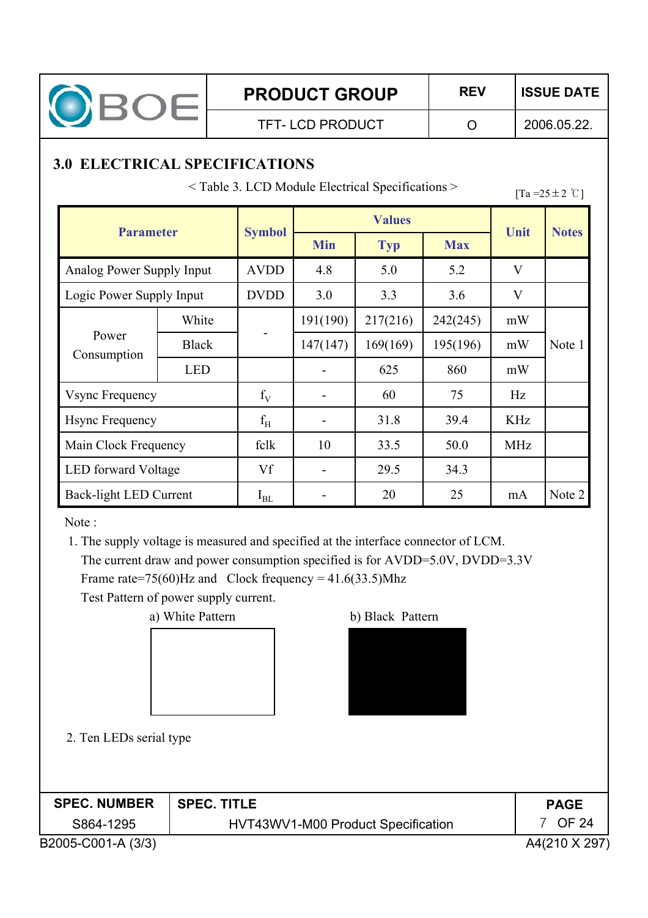## 3.0 ELECTRICAL SPECIFICATIONS

< Table 3. LCD Module Electrical Specifications >

[Ta =25±2 ℃]

| Parameter | | Symbol | Values | | | Unit | Notes |
|---|---|---|---|---|---|---|---|
| | | | Min | Typ | Max | | |
| Analog Power Supply Input | | AVDD | 4.8 | 5.0 | 5.2 | V | |
| Logic Power Supply Input | | DVDD | 3.0 | 3.3 | 3.6 | V | |
| Power Consumption | White | - | 191(190) | 217(216) | 242(245) | mW | Note 1 |
| | Black | | 147(147) | 169(169) | 195(196) | mW | |
| | LED | | - | 625 | 860 | mW | |
| Vsync Frequency | | $f_V$ | - | 60 | 75 | Hz | |
| Hsync Frequency | | $f_H$ | - | 31.8 | 39.4 | KHz | |
| Main Clock Frequency | | fclk | 10 | 33.5 | 50.0 | MHz | |
| LED forward Voltage | | Vf | - | 29.5 | 34.3 | | |
| Back-light LED Current | | $I_{BL}$ | - | 20 | 25 | mA | Note 2 |

Note :

1. The supply voltage is measured and specified at the interface connector of LCM.
   The current draw and power consumption specified is for AVDD=5.0V, DVDD=3.3V
   Frame rate=75(60)Hz and Clock frequency = 41.6(33.5)Mhz
   Test Pattern of power supply current.

   a) White Pattern    b) Black Pattern

2. Ten LEDs serial type

SPEC. NUMBER: S864-1295 | SPEC. TITLE: HVT43WV1-M00 Product Specification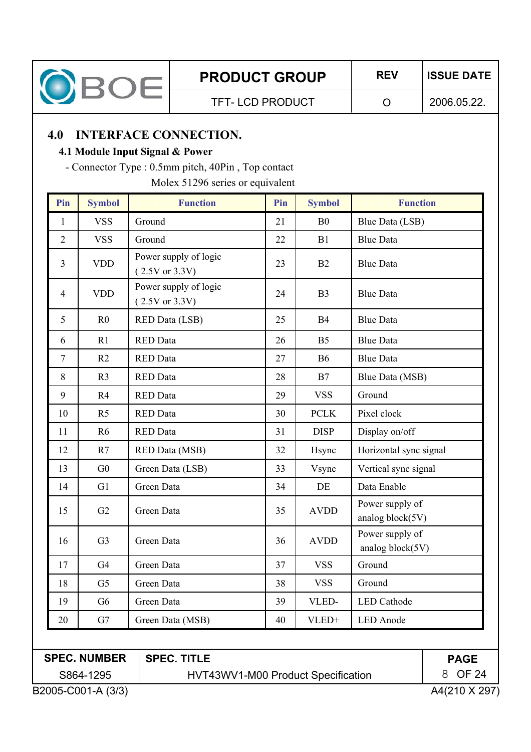## 4.0 INTERFACE CONNECTION.

### 4.1 Module Input Signal & Power

- Connector Type : 0.5mm pitch, 40Pin , Top contact
  Molex 51296 series or equivalent

| Pin | Symbol | Function | Pin | Symbol | Function |
|---|---|---|---|---|---|
| 1 | VSS | Ground | 21 | B0 | Blue Data (LSB) |
| 2 | VSS | Ground | 22 | B1 | Blue Data |
| 3 | VDD | Power supply of logic ( 2.5V or 3.3V) | 23 | B2 | Blue Data |
| 4 | VDD | Power supply of logic ( 2.5V or 3.3V) | 24 | B3 | Blue Data |
| 5 | R0 | RED Data (LSB) | 25 | B4 | Blue Data |
| 6 | R1 | RED Data | 26 | B5 | Blue Data |
| 7 | R2 | RED Data | 27 | B6 | Blue Data |
| 8 | R3 | RED Data | 28 | B7 | Blue Data (MSB) |
| 9 | R4 | RED Data | 29 | VSS | Ground |
| 10 | R5 | RED Data | 30 | PCLK | Pixel clock |
| 11 | R6 | RED Data | 31 | DISP | Display on/off |
| 12 | R7 | RED Data (MSB) | 32 | Hsync | Horizontal sync signal |
| 13 | G0 | Green Data (LSB) | 33 | Vsync | Vertical sync signal |
| 14 | G1 | Green Data | 34 | DE | Data Enable |
| 15 | G2 | Green Data | 35 | AVDD | Power supply of analog block(5V) |
| 16 | G3 | Green Data | 36 | AVDD | Power supply of analog block(5V) |
| 17 | G4 | Green Data | 37 | VSS | Ground |
| 18 | G5 | Green Data | 38 | VSS | Ground |
| 19 | G6 | Green Data | 39 | VLED- | LED Cathode |
| 20 | G7 | Green Data (MSB) | 40 | VLED+ | LED Anode |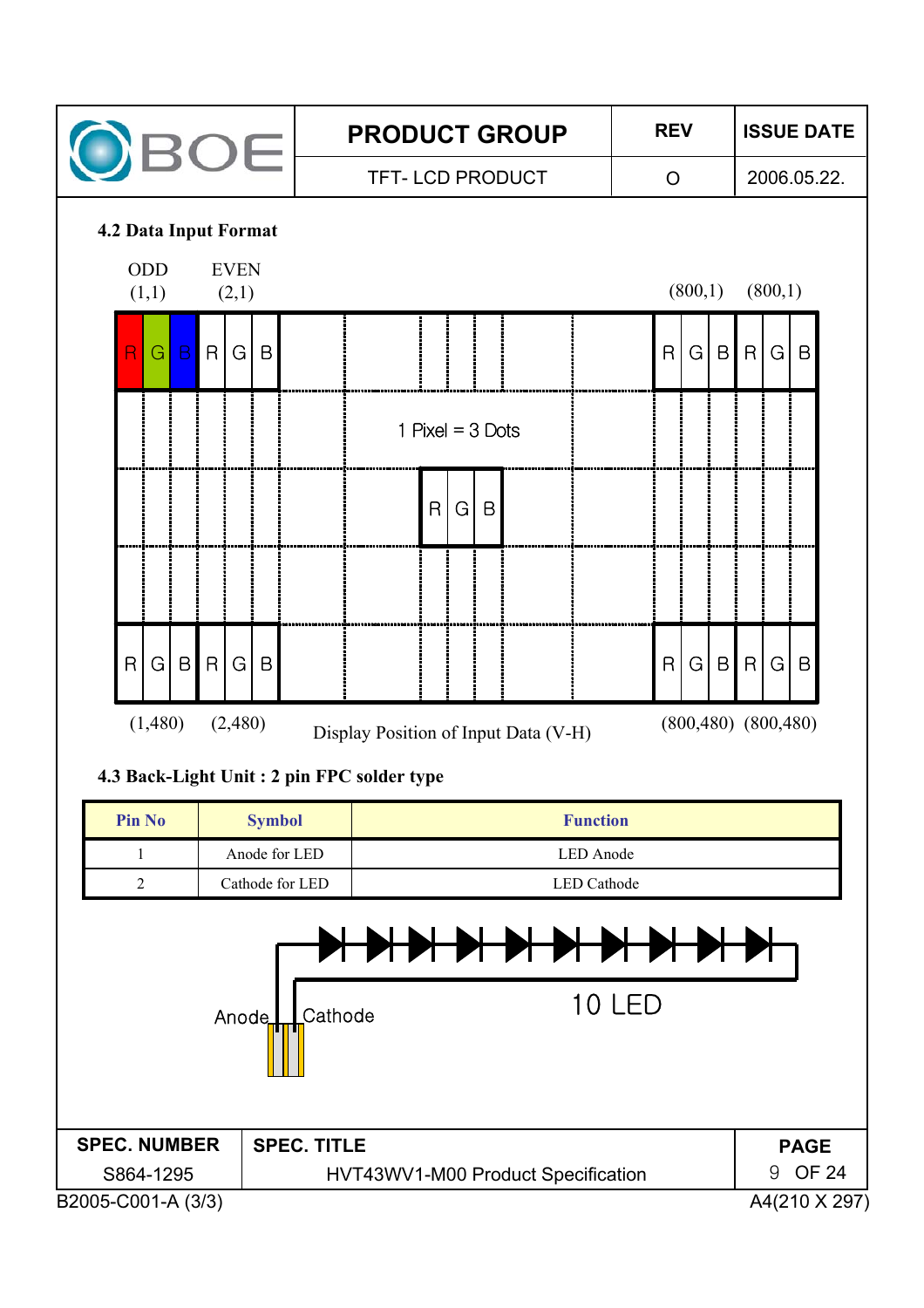### 4.2 Data Input Format

ODD (1,1) EVEN (2,1) (800,1) (800,1)

R G B R G B ... R G B R G B

1 Pixel = 3 Dots

R G B

R G B R G B ... R G B R G B

(1,480) (2,480) (800,480) (800,480)

Display Position of Input Data (V-H)

### 4.3 Back-Light Unit : 2 pin FPC solder type

| Pin No | Symbol | Function |
|---|---|---|
| 1 | Anode for LED | LED Anode |
| 2 | Cathode for LED | LED Cathode |

Anode Cathode 10 LED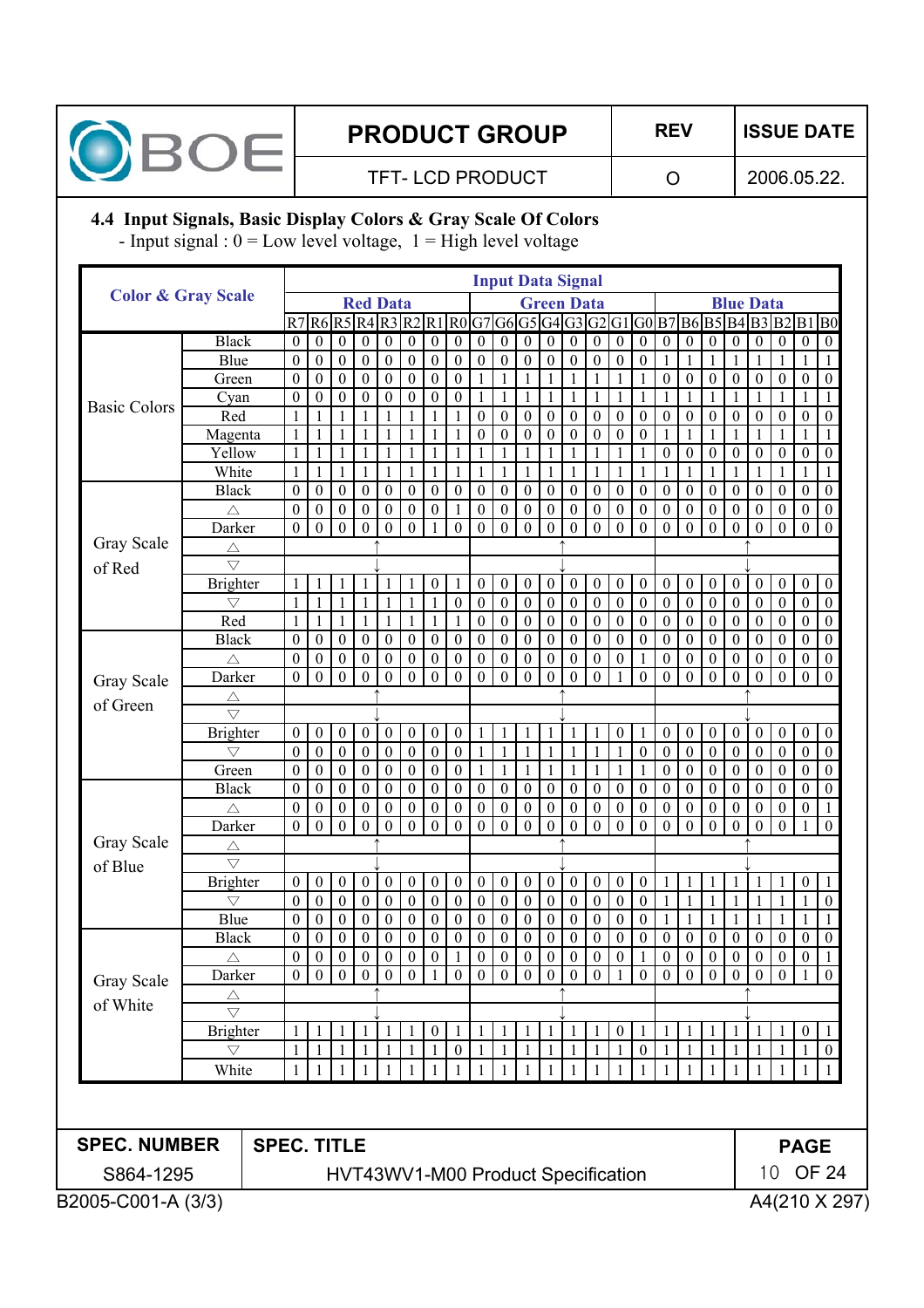### 4.4 Input Signals, Basic Display Colors & Gray Scale Of Colors

- Input signal : 0 = Low level voltage, 1 = High level voltage

| Color & Gray Scale | | Red Data | | | | | | | | Green Data | | | | | | | | Blue Data | | | | | | | |
|---|---|---|---|---|---|---|---|---|---|---|---|---|---|---|---|---|---|---|---|---|---|---|---|---|---|
| | | R7 | R6 | R5 | R4 | R3 | R2 | R1 | R0 | G7 | G6 | G5 | G4 | G3 | G2 | G1 | G0 | B7 | B6 | B5 | B4 | B3 | B2 | B1 | B0 |
| Basic Colors | Black | 0 | 0 | 0 | 0 | 0 | 0 | 0 | 0 | 0 | 0 | 0 | 0 | 0 | 0 | 0 | 0 | 0 | 0 | 0 | 0 | 0 | 0 | 0 | 0 |
| | Blue | 0 | 0 | 0 | 0 | 0 | 0 | 0 | 0 | 0 | 0 | 0 | 0 | 0 | 0 | 0 | 0 | 1 | 1 | 1 | 1 | 1 | 1 | 1 | 1 |
| | Green | 0 | 0 | 0 | 0 | 0 | 0 | 0 | 0 | 1 | 1 | 1 | 1 | 1 | 1 | 1 | 1 | 0 | 0 | 0 | 0 | 0 | 0 | 0 | 0 |
| | Cyan | 0 | 0 | 0 | 0 | 0 | 0 | 0 | 0 | 1 | 1 | 1 | 1 | 1 | 1 | 1 | 1 | 1 | 1 | 1 | 1 | 1 | 1 | 1 | 1 |
| | Red | 1 | 1 | 1 | 1 | 1 | 1 | 1 | 1 | 0 | 0 | 0 | 0 | 0 | 0 | 0 | 0 | 0 | 0 | 0 | 0 | 0 | 0 | 0 | 0 |
| | Magenta | 1 | 1 | 1 | 1 | 1 | 1 | 1 | 1 | 0 | 0 | 0 | 0 | 0 | 0 | 0 | 0 | 1 | 1 | 1 | 1 | 1 | 1 | 1 | 1 |
| | Yellow | 1 | 1 | 1 | 1 | 1 | 1 | 1 | 1 | 1 | 1 | 1 | 1 | 1 | 1 | 1 | 1 | 0 | 0 | 0 | 0 | 0 | 0 | 0 | 0 |
| | White | 1 | 1 | 1 | 1 | 1 | 1 | 1 | 1 | 1 | 1 | 1 | 1 | 1 | 1 | 1 | 1 | 1 | 1 | 1 | 1 | 1 | 1 | 1 | 1 |
| Gray Scale of Red | Black | 0 | 0 | 0 | 0 | 0 | 0 | 0 | 0 | 0 | 0 | 0 | 0 | 0 | 0 | 0 | 0 | 0 | 0 | 0 | 0 | 0 | 0 | 0 | 0 |
| | △ | 0 | 0 | 0 | 0 | 0 | 0 | 0 | 1 | 0 | 0 | 0 | 0 | 0 | 0 | 0 | 0 | 0 | 0 | 0 | 0 | 0 | 0 | 0 | 0 |
| | Darker | 0 | 0 | 0 | 0 | 0 | 0 | 1 | 0 | 0 | 0 | 0 | 0 | 0 | 0 | 0 | 0 | 0 | 0 | 0 | 0 | 0 | 0 | 0 | 0 |
| | △ | ↑ | | | | | | | | ↑ | | | | | | | | ↑ | | | | | | | |
| | ▽ | ↓ | | | | | | | | ↓ | | | | | | | | ↓ | | | | | | | |
| | Brighter | 1 | 1 | 1 | 1 | 1 | 1 | 0 | 1 | 0 | 0 | 0 | 0 | 0 | 0 | 0 | 0 | 0 | 0 | 0 | 0 | 0 | 0 | 0 | 0 |
| | ▽ | 1 | 1 | 1 | 1 | 1 | 1 | 1 | 0 | 0 | 0 | 0 | 0 | 0 | 0 | 0 | 0 | 0 | 0 | 0 | 0 | 0 | 0 | 0 | 0 |
| | Red | 1 | 1 | 1 | 1 | 1 | 1 | 1 | 1 | 0 | 0 | 0 | 0 | 0 | 0 | 0 | 0 | 0 | 0 | 0 | 0 | 0 | 0 | 0 | 0 |
| Gray Scale of Green | Black | 0 | 0 | 0 | 0 | 0 | 0 | 0 | 0 | 0 | 0 | 0 | 0 | 0 | 0 | 0 | 0 | 0 | 0 | 0 | 0 | 0 | 0 | 0 | 0 |
| | △ | 0 | 0 | 0 | 0 | 0 | 0 | 0 | 0 | 0 | 0 | 0 | 0 | 0 | 0 | 0 | 1 | 0 | 0 | 0 | 0 | 0 | 0 | 0 | 0 |
| | Darker | 0 | 0 | 0 | 0 | 0 | 0 | 0 | 0 | 0 | 0 | 0 | 0 | 0 | 0 | 1 | 0 | 0 | 0 | 0 | 0 | 0 | 0 | 0 | 0 |
| | △ | ↑ | | | | | | | | ↑ | | | | | | | | ↑ | | | | | | | |
| | ▽ | ↓ | | | | | | | | ↓ | | | | | | | | ↓ | | | | | | | |
| | Brighter | 0 | 0 | 0 | 0 | 0 | 0 | 0 | 0 | 1 | 1 | 1 | 1 | 1 | 1 | 0 | 1 | 0 | 0 | 0 | 0 | 0 | 0 | 0 | 0 |
| | ▽ | 0 | 0 | 0 | 0 | 0 | 0 | 0 | 0 | 1 | 1 | 1 | 1 | 1 | 1 | 1 | 0 | 0 | 0 | 0 | 0 | 0 | 0 | 0 | 0 |
| | Green | 0 | 0 | 0 | 0 | 0 | 0 | 0 | 0 | 1 | 1 | 1 | 1 | 1 | 1 | 1 | 1 | 0 | 0 | 0 | 0 | 0 | 0 | 0 | 0 |
| Gray Scale of Blue | Black | 0 | 0 | 0 | 0 | 0 | 0 | 0 | 0 | 0 | 0 | 0 | 0 | 0 | 0 | 0 | 0 | 0 | 0 | 0 | 0 | 0 | 0 | 0 | 0 |
| | △ | 0 | 0 | 0 | 0 | 0 | 0 | 0 | 0 | 0 | 0 | 0 | 0 | 0 | 0 | 0 | 0 | 0 | 0 | 0 | 0 | 0 | 0 | 0 | 1 |
| | Darker | 0 | 0 | 0 | 0 | 0 | 0 | 0 | 0 | 0 | 0 | 0 | 0 | 0 | 0 | 0 | 0 | 0 | 0 | 0 | 0 | 0 | 0 | 1 | 0 |
| | △ | ↑ | | | | | | | | ↑ | | | | | | | | ↑ | | | | | | | |
| | ▽ | ↓ | | | | | | | | ↓ | | | | | | | | ↓ | | | | | | | |
| | Brighter | 0 | 0 | 0 | 0 | 0 | 0 | 0 | 0 | 0 | 0 | 0 | 0 | 0 | 0 | 0 | 0 | 1 | 1 | 1 | 1 | 1 | 1 | 0 | 1 |
| | ▽ | 0 | 0 | 0 | 0 | 0 | 0 | 0 | 0 | 0 | 0 | 0 | 0 | 0 | 0 | 0 | 0 | 1 | 1 | 1 | 1 | 1 | 1 | 1 | 0 |
| | Blue | 0 | 0 | 0 | 0 | 0 | 0 | 0 | 0 | 0 | 0 | 0 | 0 | 0 | 0 | 0 | 0 | 1 | 1 | 1 | 1 | 1 | 1 | 1 | 1 |
| Gray Scale of White | Black | 0 | 0 | 0 | 0 | 0 | 0 | 0 | 0 | 0 | 0 | 0 | 0 | 0 | 0 | 0 | 0 | 0 | 0 | 0 | 0 | 0 | 0 | 0 | 0 |
| | △ | 0 | 0 | 0 | 0 | 0 | 0 | 0 | 1 | 0 | 0 | 0 | 0 | 0 | 0 | 0 | 1 | 0 | 0 | 0 | 0 | 0 | 0 | 0 | 1 |
| | Darker | 0 | 0 | 0 | 0 | 0 | 0 | 1 | 0 | 0 | 0 | 0 | 0 | 0 | 0 | 1 | 0 | 0 | 0 | 0 | 0 | 0 | 0 | 1 | 0 |
| | △ | ↑ | | | | | | | | ↑ | | | | | | | | ↑ | | | | | | | |
| | ▽ | ↓ | | | | | | | | ↓ | | | | | | | | ↓ | | | | | | | |
| | Brighter | 1 | 1 | 1 | 1 | 1 | 1 | 0 | 1 | 1 | 1 | 1 | 1 | 1 | 1 | 0 | 1 | 1 | 1 | 1 | 1 | 1 | 1 | 0 | 1 |
| | ▽ | 1 | 1 | 1 | 1 | 1 | 1 | 1 | 0 | 1 | 1 | 1 | 1 | 1 | 1 | 1 | 0 | 1 | 1 | 1 | 1 | 1 | 1 | 1 | 0 |
| | White | 1 | 1 | 1 | 1 | 1 | 1 | 1 | 1 | 1 | 1 | 1 | 1 | 1 | 1 | 1 | 1 | 1 | 1 | 1 | 1 | 1 | 1 | 1 | 1 |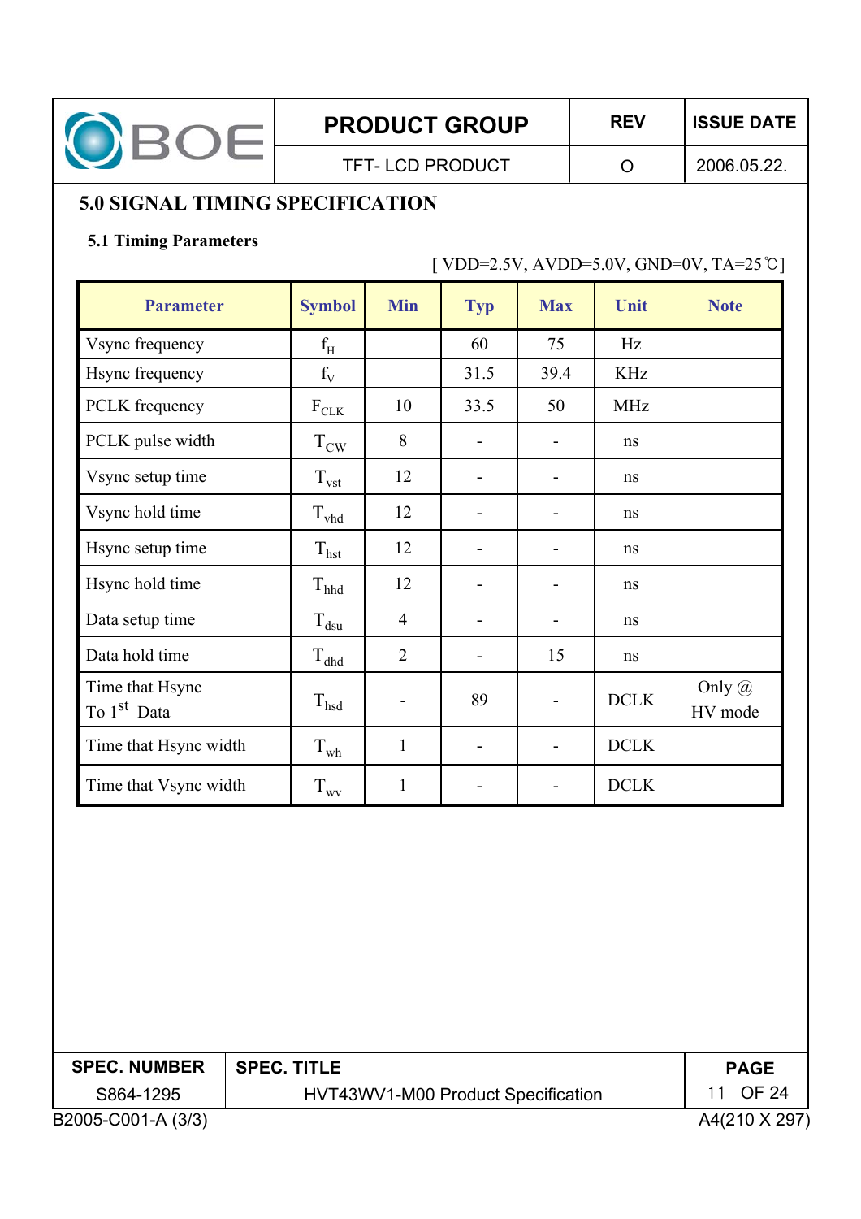## 5.0 SIGNAL TIMING SPECIFICATION

### 5.1 Timing Parameters

[ VDD=2.5V, AVDD=5.0V, GND=0V, TA=25℃]

| Parameter | Symbol | Min | Typ | Max | Unit | Note |
|---|---|---|---|---|---|---|
| Vsync frequency | $f_H$ | | 60 | 75 | Hz | |
| Hsync frequency | $f_V$ | | 31.5 | 39.4 | KHz | |
| PCLK frequency | $F_{CLK}$ | 10 | 33.5 | 50 | MHz | |
| PCLK pulse width | $T_{CW}$ | 8 | - | - | ns | |
| Vsync setup time | $T_{vst}$ | 12 | - | - | ns | |
| Vsync hold time | $T_{vhd}$ | 12 | - | - | ns | |
| Hsync setup time | $T_{hst}$ | 12 | - | - | ns | |
| Hsync hold time | $T_{hhd}$ | 12 | - | - | ns | |
| Data setup time | $T_{dsu}$ | 4 | - | - | ns | |
| Data hold time | $T_{dhd}$ | 2 | - | 15 | ns | |
| Time that Hsync To 1st Data | $T_{hsd}$ | - | 89 | - | DCLK | Only @ HV mode |
| Time that Hsync width | $T_{wh}$ | 1 | - | - | DCLK | |
| Time that Vsync width | $T_{wv}$ | 1 | - | - | DCLK | |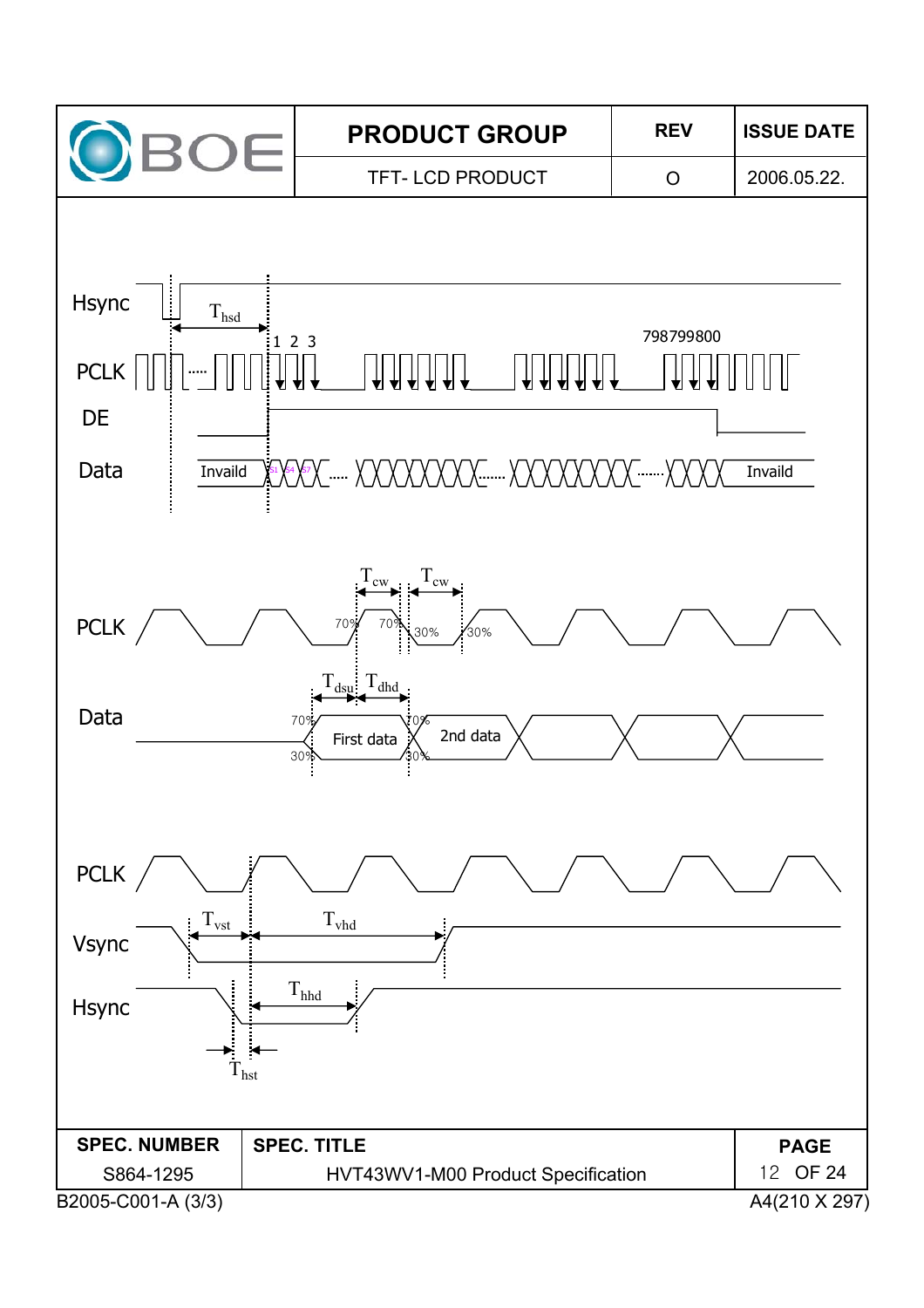Hsync

$T_{hsd}$

1 2 3

798799800

PCLK

DE

Data

Invaild

S1 S4 S7

Invaild

$T_{cw}$ $T_{cw}$

PCLK

70% 70% 30% 30%

$T_{dsu}$ $T_{dhd}$

Data

70% 70%

First data

2nd data

30% 30%

PCLK

$T_{vst}$ $T_{vhd}$

Vsync

$T_{hhd}$

Hsync

$T_{hst}$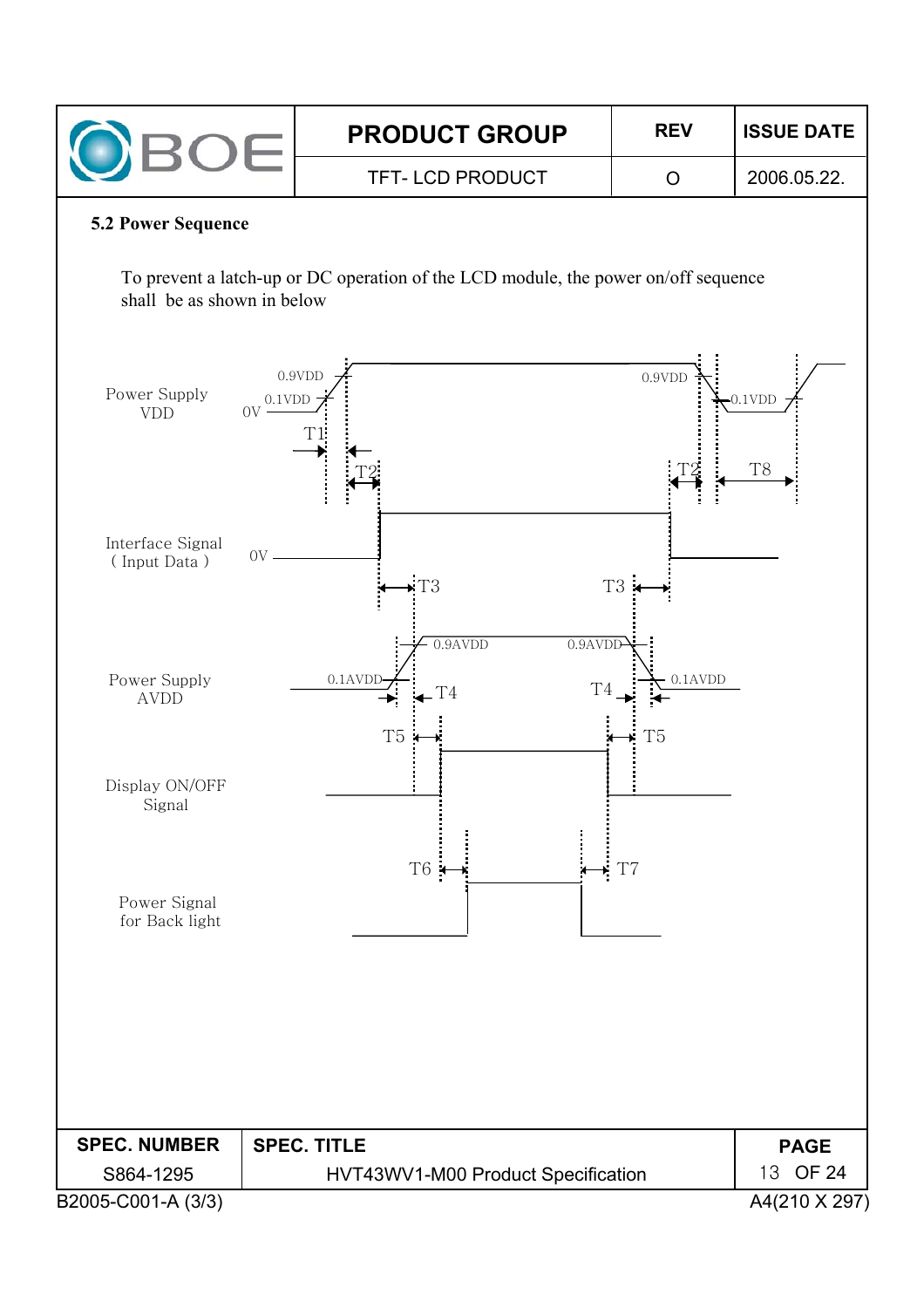### 5.2 Power Sequence

To prevent a latch-up or DC operation of the LCD module, the power on/off sequence shall be as shown in below

Power Supply VDD

0.9VDD 0.1VDD 0V T1 T2 0.9VDD 0.1VDD T2 T8

Interface Signal ( Input Data )

0V T3 T3

Power Supply AVDD

0.9AVDD 0.1AVDD T4 0.9AVDD 0.1AVDD T4

T5 T5

Display ON/OFF Signal

T6 T7

Power Signal for Back light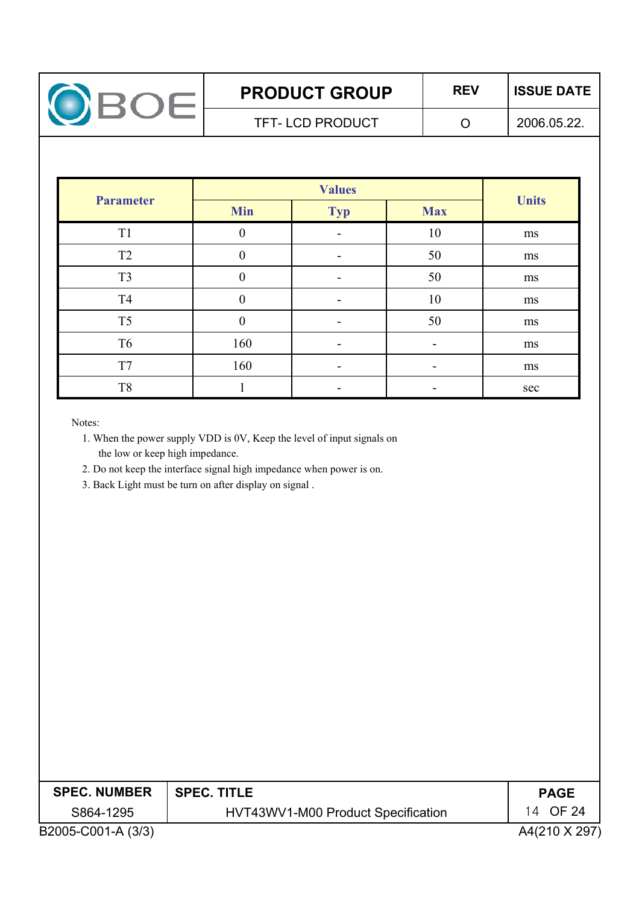| Parameter | Values | | | Units |
|---|---|---|---|---|
| | Min | Typ | Max | |
| T1 | 0 | - | 10 | ms |
| T2 | 0 | - | 50 | ms |
| T3 | 0 | - | 50 | ms |
| T4 | 0 | - | 10 | ms |
| T5 | 0 | - | 50 | ms |
| T6 | 160 | - | - | ms |
| T7 | 160 | - | - | ms |
| T8 | 1 | - | - | sec |

Notes:

1. When the power supply VDD is 0V, Keep the level of input signals on the low or keep high impedance.
2. Do not keep the interface signal high impedance when power is on.
3. Back Light must be turn on after display on signal .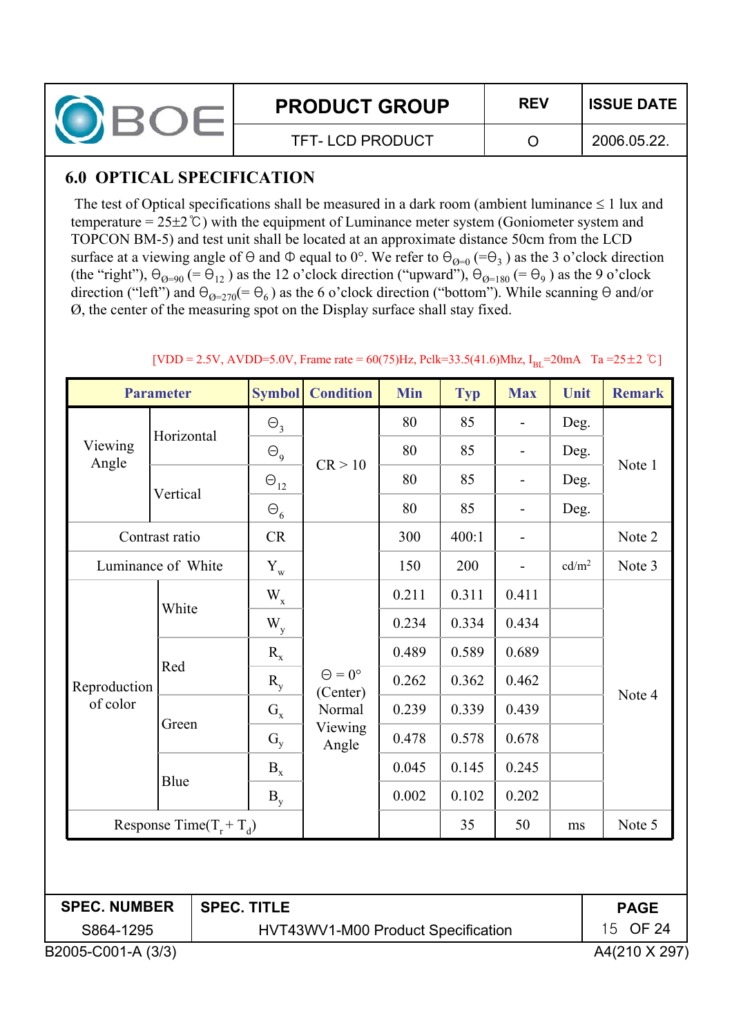## 6.0 OPTICAL SPECIFICATION

The test of Optical specifications shall be measured in a dark room (ambient luminance ≤ 1 lux and temperature = 25±2℃) with the equipment of Luminance meter system (Goniometer system and TOPCON BM-5) and test unit shall be located at an approximate distance 50cm from the LCD surface at a viewing angle of Θ and Φ equal to 0°. We refer to $\Theta_{\varnothing=0}$ (=$\Theta_3$ ) as the 3 o'clock direction (the "right"), $\Theta_{\varnothing=90}$ (= $\Theta_{12}$ ) as the 12 o'clock direction ("upward"), $\Theta_{\varnothing=180}$ (= $\Theta_9$ ) as the 9 o'clock direction ("left") and $\Theta_{\varnothing=270}$(= $\Theta_6$ ) as the 6 o'clock direction ("bottom"). While scanning Θ and/or Ø, the center of the measuring spot on the Display surface shall stay fixed.

[VDD = 2.5V, AVDD=5.0V, Frame rate = 60(75)Hz, Pclk=33.5(41.6)Mhz, $I_{BL}$=20mA Ta =25±2 ℃]

| Parameter | | Symbol | Condition | Min | Typ | Max | Unit | Remark |
|---|---|---|---|---|---|---|---|---|
| Viewing Angle | Horizontal | $\Theta_3$ | CR > 10 | 80 | 85 | - | Deg. | Note 1 |
| | | $\Theta_9$ | | 80 | 85 | - | Deg. | |
| | Vertical | $\Theta_{12}$ | | 80 | 85 | - | Deg. | |
| | | $\Theta_6$ | | 80 | 85 | - | Deg. | |
| Contrast ratio | | CR | | 300 | 400:1 | - | | Note 2 |
| Luminance of White | | $Y_w$ | | 150 | 200 | - | cd/m² | Note 3 |
| Reproduction of color | White | $W_x$ | Θ = 0° (Center) Normal Viewing Angle | 0.211 | 0.311 | 0.411 | | Note 4 |
| | | $W_y$ | | 0.234 | 0.334 | 0.434 | | |
| | Red | $R_x$ | | 0.489 | 0.589 | 0.689 | | |
| | | $R_y$ | | 0.262 | 0.362 | 0.462 | | |
| | Green | $G_x$ | | 0.239 | 0.339 | 0.439 | | |
| | | $G_y$ | | 0.478 | 0.578 | 0.678 | | |
| | Blue | $B_x$ | | 0.045 | 0.145 | 0.245 | | |
| | | $B_y$ | | 0.002 | 0.102 | 0.202 | | |
| Response Time($T_r$ + $T_d$) | | | | | 35 | 50 | ms | Note 5 |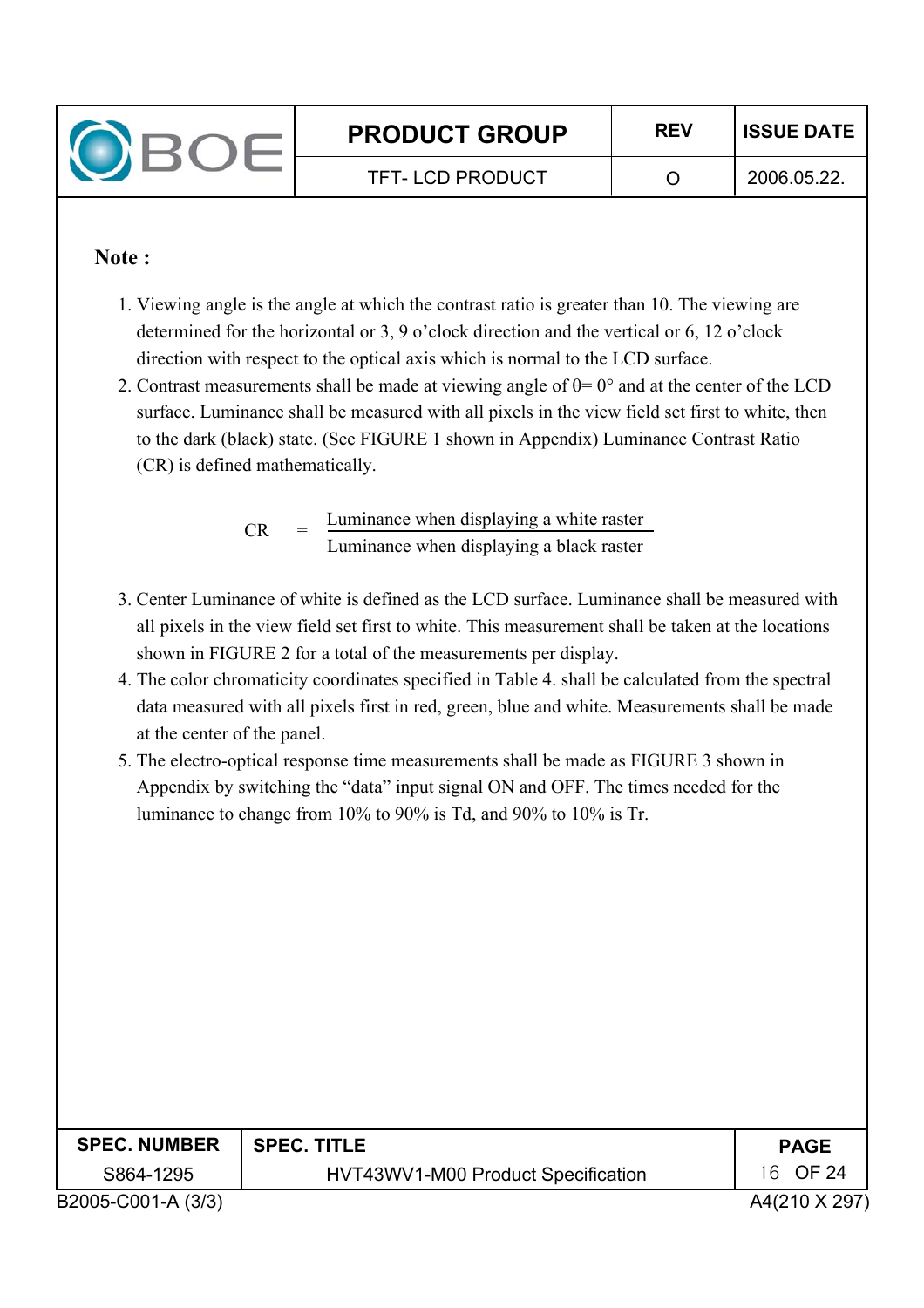**Note :**

1. Viewing angle is the angle at which the contrast ratio is greater than 10. The viewing are determined for the horizontal or 3, 9 o'clock direction and the vertical or 6, 12 o'clock direction with respect to the optical axis which is normal to the LCD surface.
2. Contrast measurements shall be made at viewing angle of θ= 0° and at the center of the LCD surface. Luminance shall be measured with all pixels in the view field set first to white, then to the dark (black) state. (See FIGURE 1 shown in Appendix) Luminance Contrast Ratio (CR) is defined mathematically.

$$CR = \frac{\text{Luminance when displaying a white raster}}{\text{Luminance when displaying a black raster}}$$

3. Center Luminance of white is defined as the LCD surface. Luminance shall be measured with all pixels in the view field set first to white. This measurement shall be taken at the locations shown in FIGURE 2 for a total of the measurements per display.
4. The color chromaticity coordinates specified in Table 4. shall be calculated from the spectral data measured with all pixels first in red, green, blue and white. Measurements shall be made at the center of the panel.
5. The electro-optical response time measurements shall be made as FIGURE 3 shown in Appendix by switching the "data" input signal ON and OFF. The times needed for the luminance to change from 10% to 90% is Td, and 90% to 10% is Tr.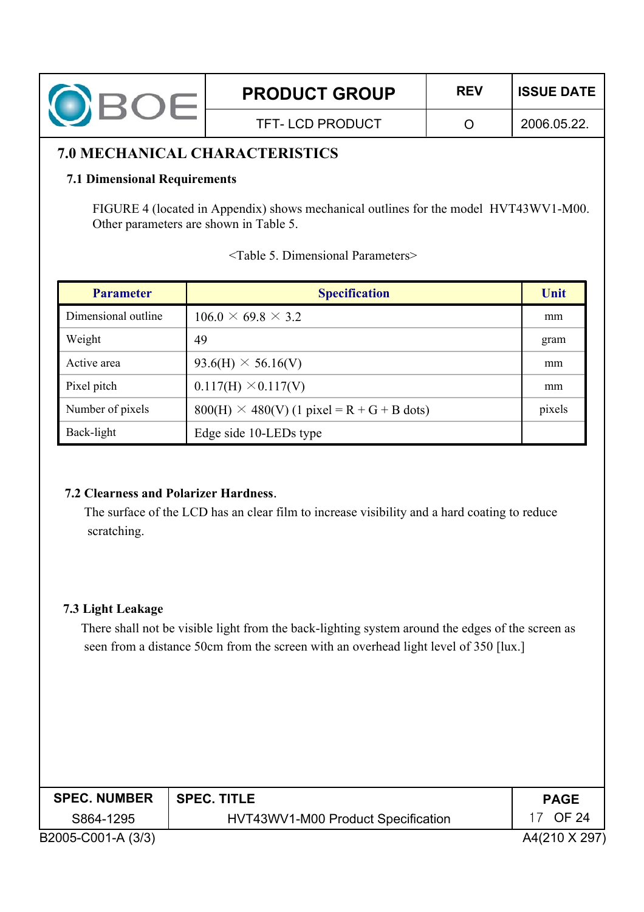# 7.0 MECHANICAL CHARACTERISTICS

## 7.1 Dimensional Requirements

FIGURE 4 (located in Appendix) shows mechanical outlines for the model HVT43WV1-M00. Other parameters are shown in Table 5.

<Table 5. Dimensional Parameters>

| Parameter | Specification | Unit |
|---|---|---|
| Dimensional outline | 106.0 × 69.8 × 3.2 | mm |
| Weight | 49 | gram |
| Active area | 93.6(H) × 56.16(V) | mm |
| Pixel pitch | 0.117(H) ×0.117(V) | mm |
| Number of pixels | 800(H) × 480(V) (1 pixel = R + G + B dots) | pixels |
| Back-light | Edge side 10-LEDs type | |

## 7.2 Clearness and Polarizer Hardness.

The surface of the LCD has an clear film to increase visibility and a hard coating to reduce scratching.

## 7.3 Light Leakage

There shall not be visible light from the back-lighting system around the edges of the screen as seen from a distance 50cm from the screen with an overhead light level of 350 [lux.]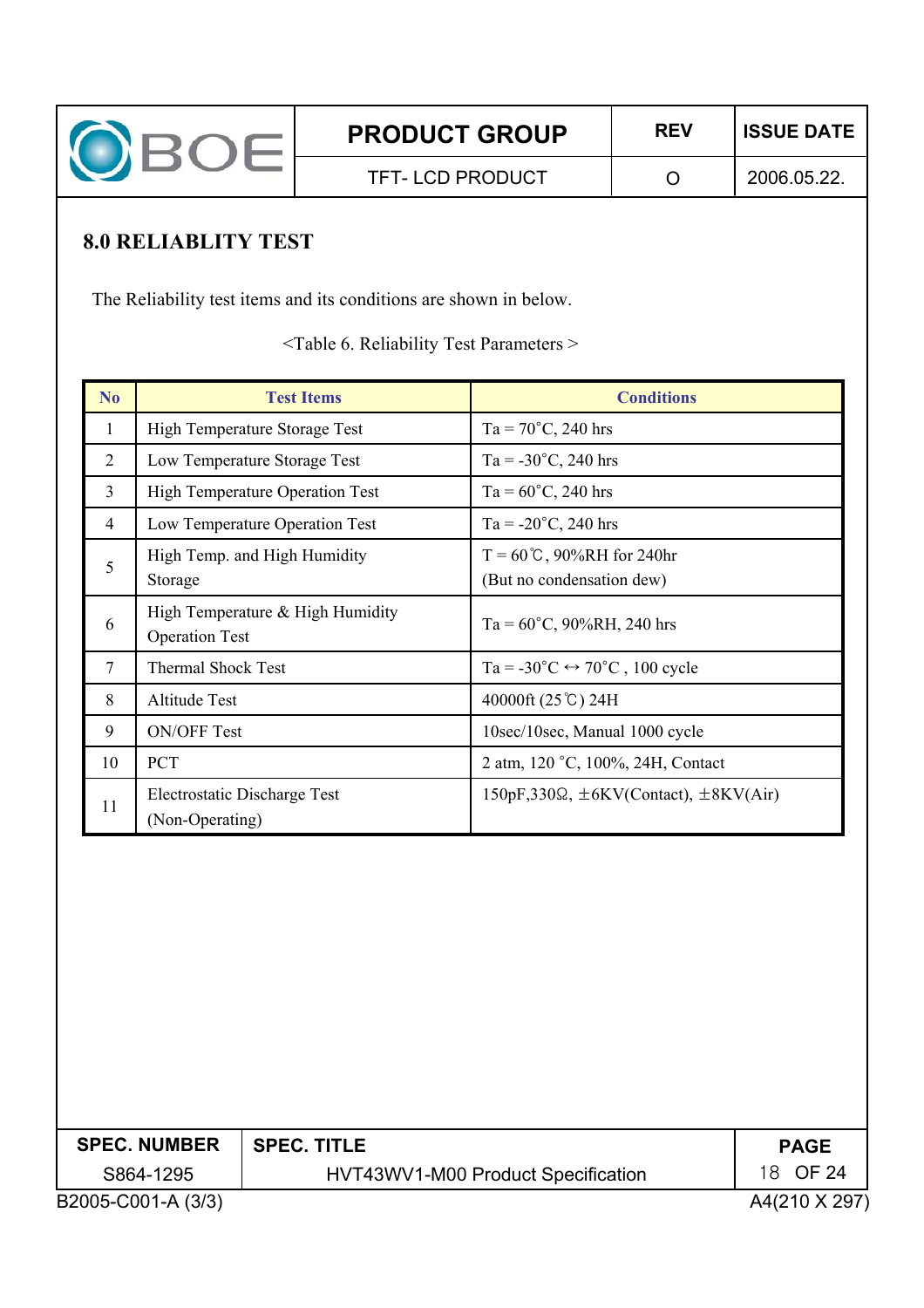## 8.0 RELIABLITY TEST

The Reliability test items and its conditions are shown in below.

<Table 6. Reliability Test Parameters >

| No | Test Items | Conditions |
|---|---|---|
| 1 | High Temperature Storage Test | Ta = 70°C, 240 hrs |
| 2 | Low Temperature Storage Test | Ta = -30°C, 240 hrs |
| 3 | High Temperature Operation Test | Ta = 60°C, 240 hrs |
| 4 | Low Temperature Operation Test | Ta = -20°C, 240 hrs |
| 5 | High Temp. and High Humidity Storage | T = 60℃, 90%RH for 240hr (But no condensation dew) |
| 6 | High Temperature & High Humidity Operation Test | Ta = 60°C, 90%RH, 240 hrs |
| 7 | Thermal Shock Test | Ta = -30°C ↔ 70°C , 100 cycle |
| 8 | Altitude Test | 40000ft (25℃) 24H |
| 9 | ON/OFF Test | 10sec/10sec, Manual 1000 cycle |
| 10 | PCT | 2 atm, 120 °C, 100%, 24H, Contact |
| 11 | Electrostatic Discharge Test (Non-Operating) | 150pF,330Ω, ±6KV(Contact), ±8KV(Air) |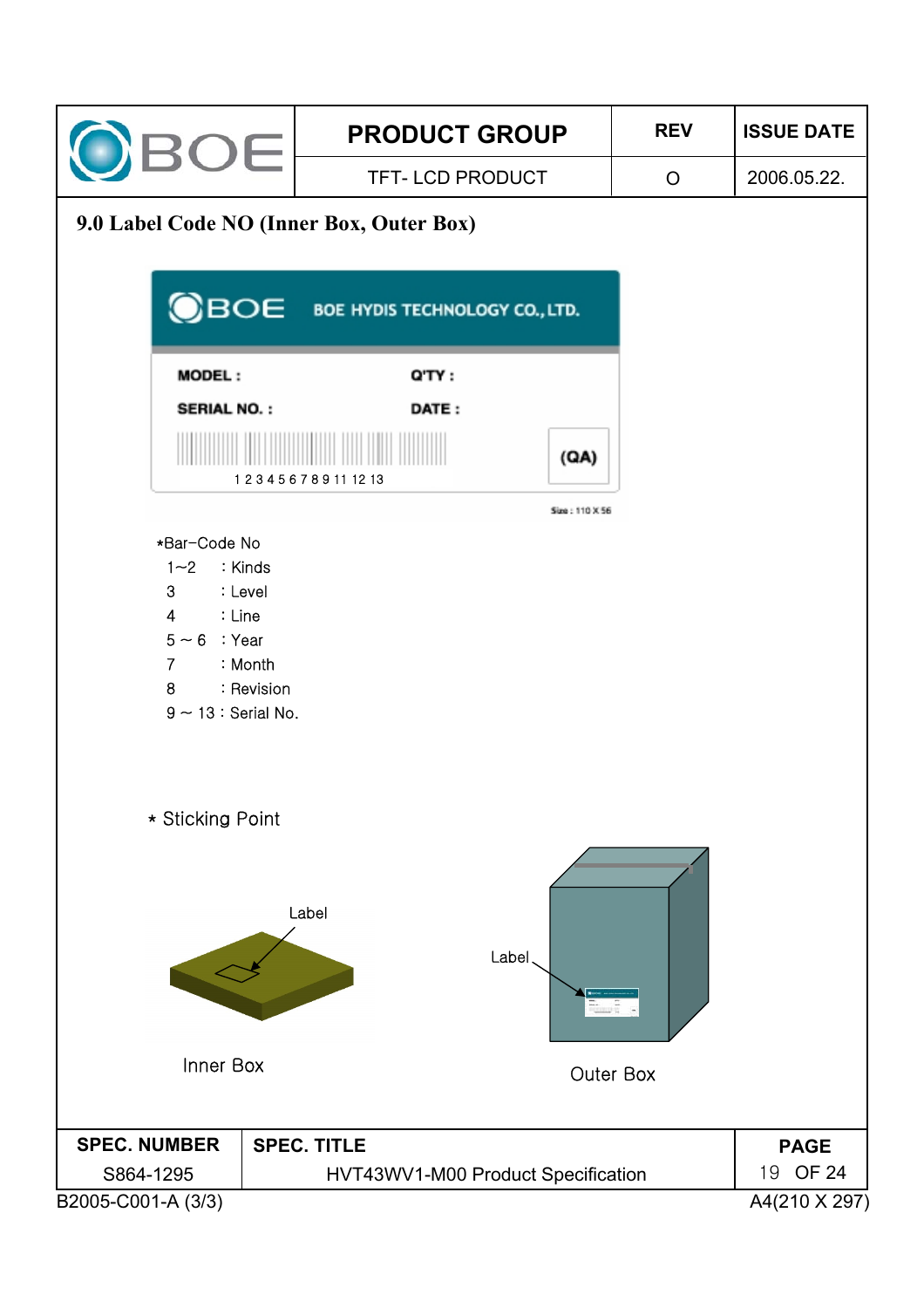## 9.0 Label Code NO (Inner Box, Outer Box)

BOE HYDIS TECHNOLOGY CO., LTD.

MODEL : Q'TY :

SERIAL NO. : DATE :

1 2 3 4 5 6 7 8 9 11 12 13 (QA)

Size : 110 X 56

*Bar-Code No

- 1~2 : Kinds
- 3 : Level
- 4 : Line
- 5 ~ 6 : Year
- 7 : Month
- 8 : Revision
- 9 ~ 13 : Serial No.

* Sticking Point

Label

Inner Box

Label

Outer Box

| SPEC. NUMBER | SPEC. TITLE |
|---|---|
| S864-1295 | HVT43WV1-M00 Product Specification |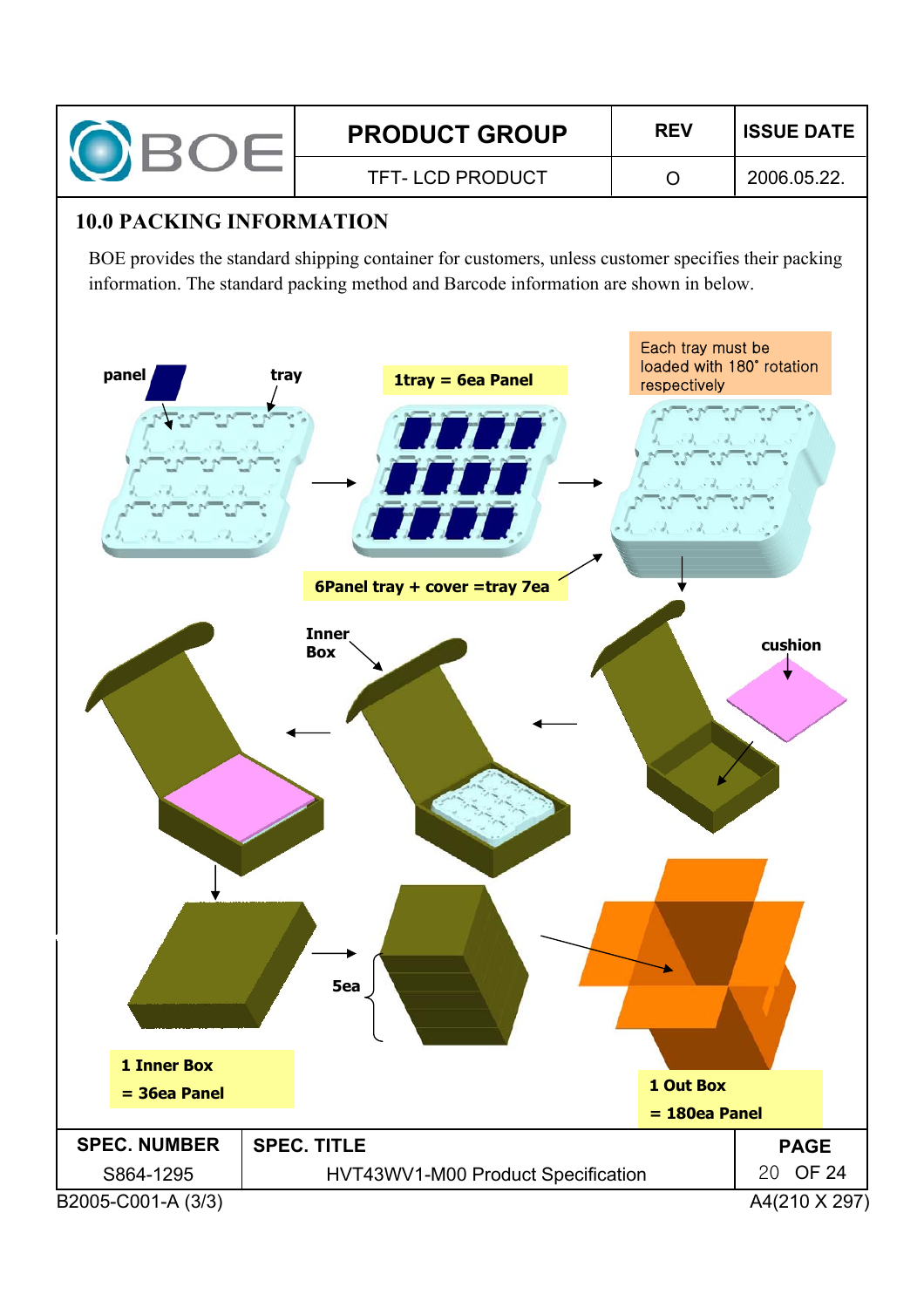## 10.0 PACKING INFORMATION

BOE provides the standard shipping container for customers, unless customer specifies their packing information. The standard packing method and Barcode information are shown in below.

panel

tray

1tray = 6ea Panel

Each tray must be loaded with 180˚ rotation respectively

6Panel tray + cover =tray 7ea

Inner Box

cushion

5ea

1 Inner Box
= 36ea Panel

1 Out Box
= 180ea Panel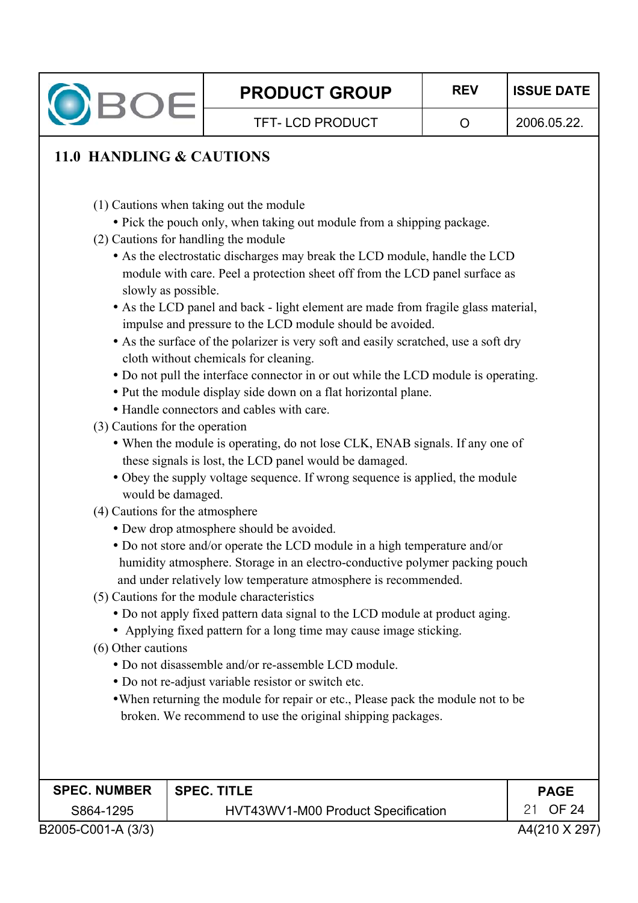## 11.0 HANDLING & CAUTIONS

(1) Cautions when taking out the module

- Pick the pouch only, when taking out module from a shipping package.

(2) Cautions for handling the module

- As the electrostatic discharges may break the LCD module, handle the LCD module with care. Peel a protection sheet off from the LCD panel surface as slowly as possible.
- As the LCD panel and back - light element are made from fragile glass material, impulse and pressure to the LCD module should be avoided.
- As the surface of the polarizer is very soft and easily scratched, use a soft dry cloth without chemicals for cleaning.
- Do not pull the interface connector in or out while the LCD module is operating.
- Put the module display side down on a flat horizontal plane.
- Handle connectors and cables with care.

(3) Cautions for the operation

- When the module is operating, do not lose CLK, ENAB signals. If any one of these signals is lost, the LCD panel would be damaged.
- Obey the supply voltage sequence. If wrong sequence is applied, the module would be damaged.

(4) Cautions for the atmosphere

- Dew drop atmosphere should be avoided.
- Do not store and/or operate the LCD module in a high temperature and/or humidity atmosphere. Storage in an electro-conductive polymer packing pouch and under relatively low temperature atmosphere is recommended.

(5) Cautions for the module characteristics

- Do not apply fixed pattern data signal to the LCD module at product aging.
- Applying fixed pattern for a long time may cause image sticking.

(6) Other cautions

- Do not disassemble and/or re-assemble LCD module.
- Do not re-adjust variable resistor or switch etc.
- When returning the module for repair or etc., Please pack the module not to be broken. We recommend to use the original shipping packages.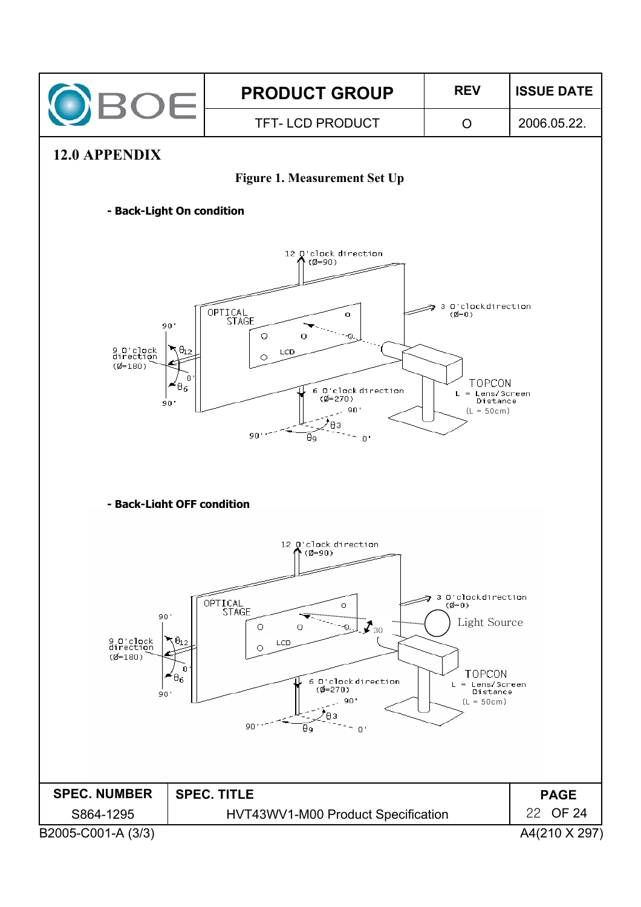## 12.0 APPENDIX

**Figure 1. Measurement Set Up**

**- Back-Light On condition**

12 O'clock direction (Ø=90)

3 O'clock direction (Ø=0)

9 O'clock direction (Ø=180)

6 O'clock direction (Ø=270)

OPTICAL STAGE

LCD

TOPCON

L = Lens/Screen Distance (L = 50cm)

$\theta_{12}$, $\theta_6$, $\theta_3$, $\theta_9$

**- Back-Light OFF condition**

12 O'clock direction (Ø=90)

3 O'clock direction (Ø=0)

9 O'clock direction (Ø=180)

6 O'clock direction (Ø=270)

OPTICAL STAGE

LCD

Light Source

30

TOPCON

L = Lens/Screen Distance (L = 50cm)

$\theta_{12}$, $\theta_6$, $\theta_3$, $\theta_9$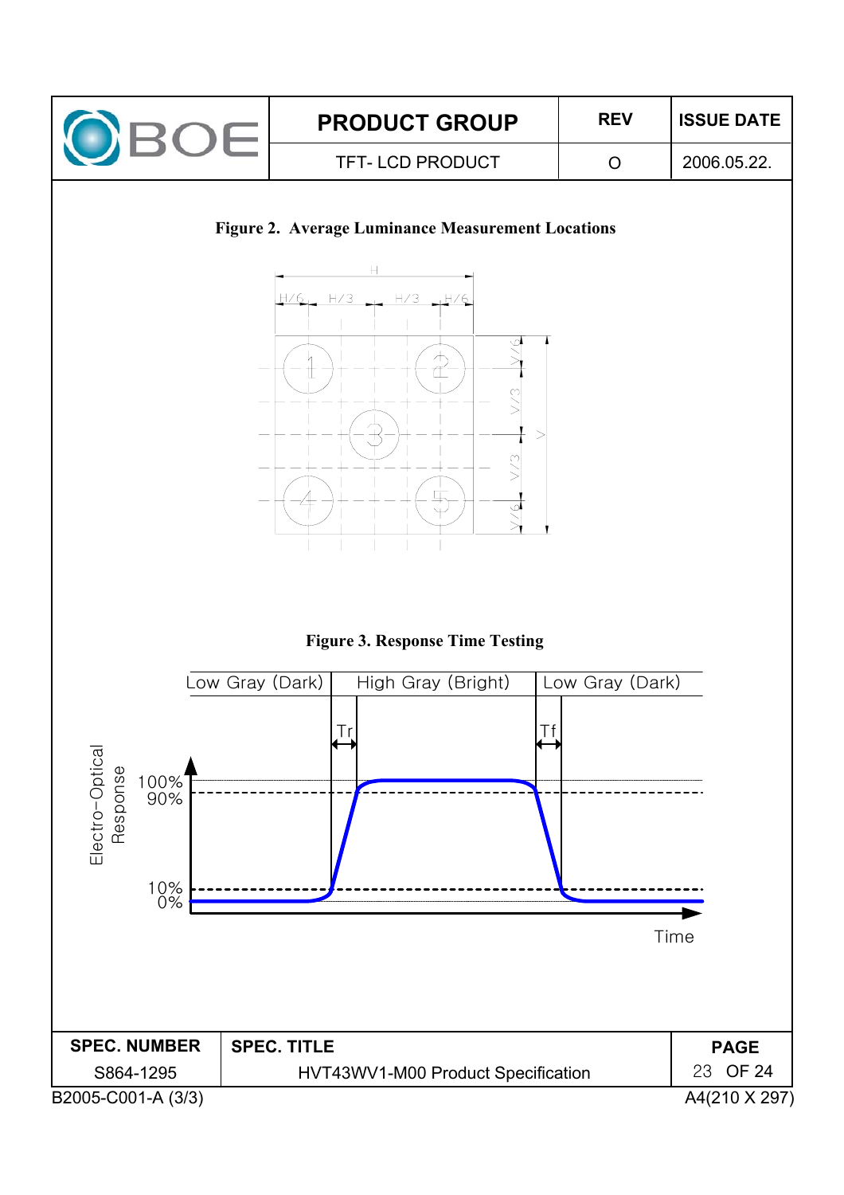**Figure 2. Average Luminance Measurement Locations**

**Figure 3. Response Time Testing**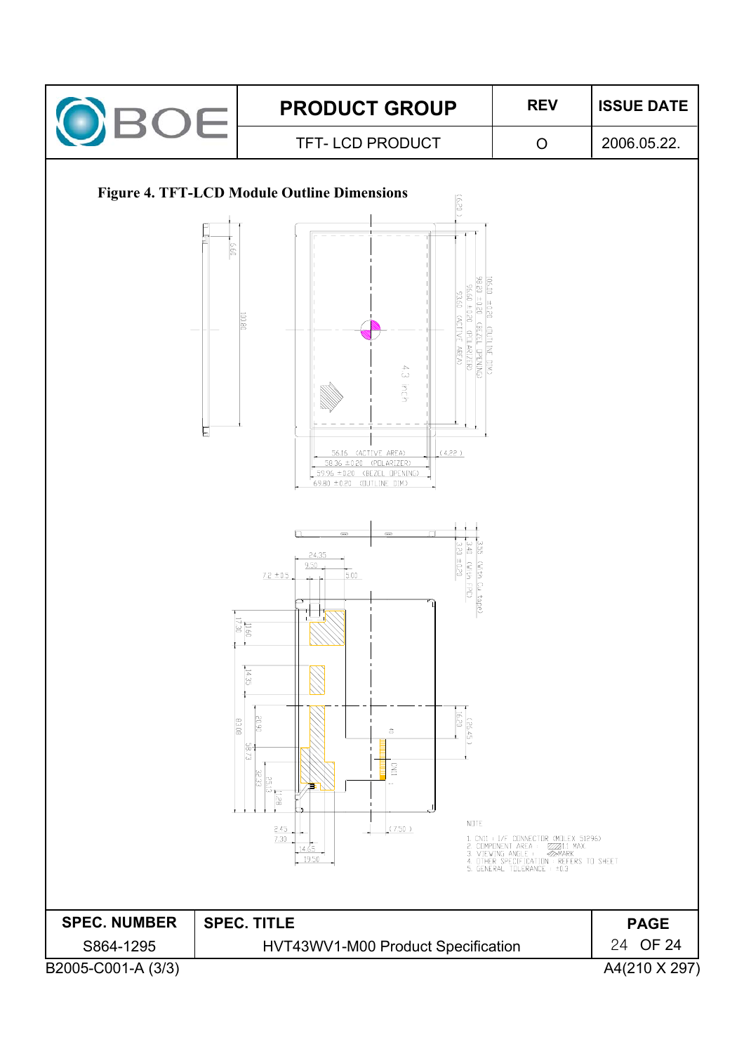**Figure 4. TFT-LCD Module Outline Dimensions**

(6.20)

6.60

100.80

106.80 ±0.20 (OUTLINE DIM)

98.20 ±0.20 (BEZEL OPENING)

96.60 ±0.20 (POLARIZER)

93.60 (ACTIVE AREA)

4.3 inch

56.16 (ACTIVE AREA)

58.36 ±0.20 (POLARIZER)

59.96 ±0.20 (BEZEL OPENING)

69.80 ±0.20 (OUTLINE DIM)

(4.22)

3.55 (W/O Cu tape)

3.40 (W/O FPC)

3.20 ±0.20

24.35

9.50

7.2 ±0.5

5.00

17.30

11.60

14.35

83.00

20.90

58.73

16.20

(28.45)

32.33

25.13

11.28

CN1

2.45

7.30

14.65

19.50

(7.50)

NOTE

1. CN1 : I/F CONNECTOR (MOLEX 51296)
2. COMPONENT AREA : 1.1 MAX
3. VIEWING ANGLE : MARK
4. OTHER SPECIFICATION : REFERS TO SHEET
5. GENERAL TOLERANCE : ±0.3